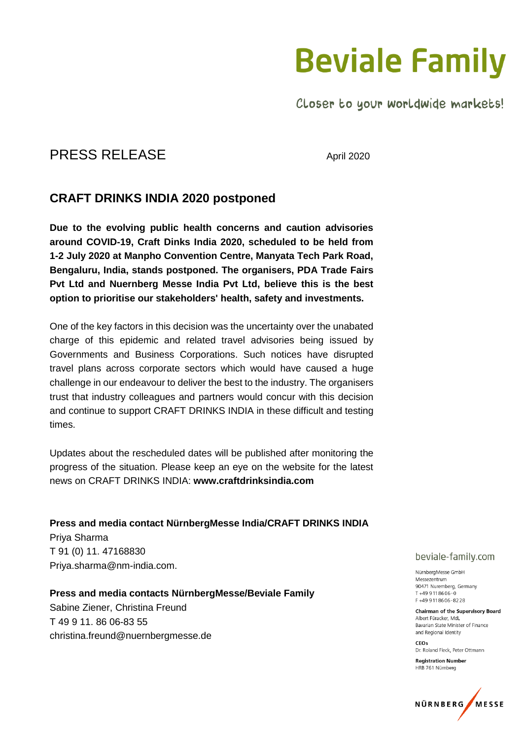# Beviale Family

Closer to your worldwide markets!

PRESS RELEASE

April 2020

## CRAFT DRINKS INDIA 2020 postponed

**Due to the evolving public health concerns and caution advisories around COVID-19, Craft Dinks India 2020, scheduled to be held from 1-2 July 2020 at Manpho Convention Centre, Manyata Tech Park Road, Bengaluru, India, stands postponed. The organisers, PDA Trade Fairs Pvt Ltd and Nuernberg Messe India Pvt Ltd, believe this is the best option to prioritise our stakeholders' health, safety and investments.**

One of the key factors in this decision was the uncertainty over the unabated charge of this epidemic and related travel advisories being issued by Governments and Business Corporations. Such notices have disrupted travel plans across corporate sectors which would have caused a huge challenge in our endeavour to deliver the best to the industry. The organisers trust that industry colleagues and partners would concur with this decision and continue to support CRAFT DRINKS INDIA in these difficult and testing times.

Updates about the rescheduled dates will be published after monitoring the progress of the situation. Please keep an eye on the website for the latest news on CRAFT DRINKS INDIA: **www.craftdrinksindia.com**

**Press and media contact NürnbergMesse India/CRAFT DRINKS INDIA**
Priya Sharma
T 91 (0) 11. 47168830
Priya.sharma@nm-india.com.

**Press and media contacts NürnbergMesse/Beviale Family**
Sabine Ziener, Christina Freund
T 49 9 11. 86 06-83 55
christina.freund@nuernbergmesse.de

beviale-family.com

NürnbergMesse GmbH
Messezentrum
90471 Nuremberg, Germany
T +49 9 11 86 06-0
F +49 9 11 86 06-82 28

**Chairman of the Supervisory Board**
Albert Füracker, MdL
Bavarian State Minister of Finance and Regional Identity

**CEOs**
Dr. Roland Fleck, Peter Ottmann

**Registration Number**
HRB 761 Nürnberg

NÜRNBERG MESSE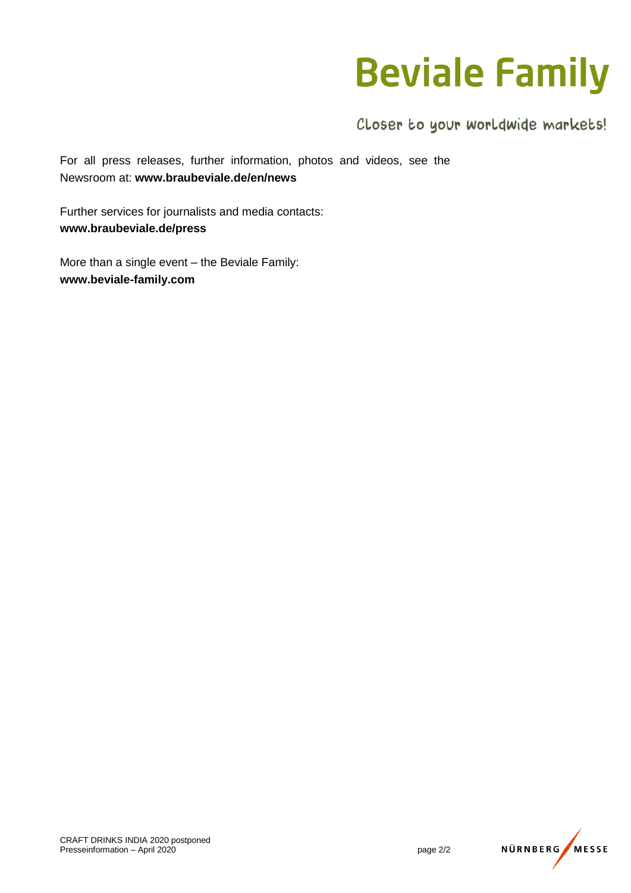For all press releases, further information, photos and videos, see the Newsroom at: **www.braubeviale.de/en/news**

Further services for journalists and media contacts:
**www.braubeviale.de/press**

More than a single event – the Beviale Family:
**www.beviale-family.com**